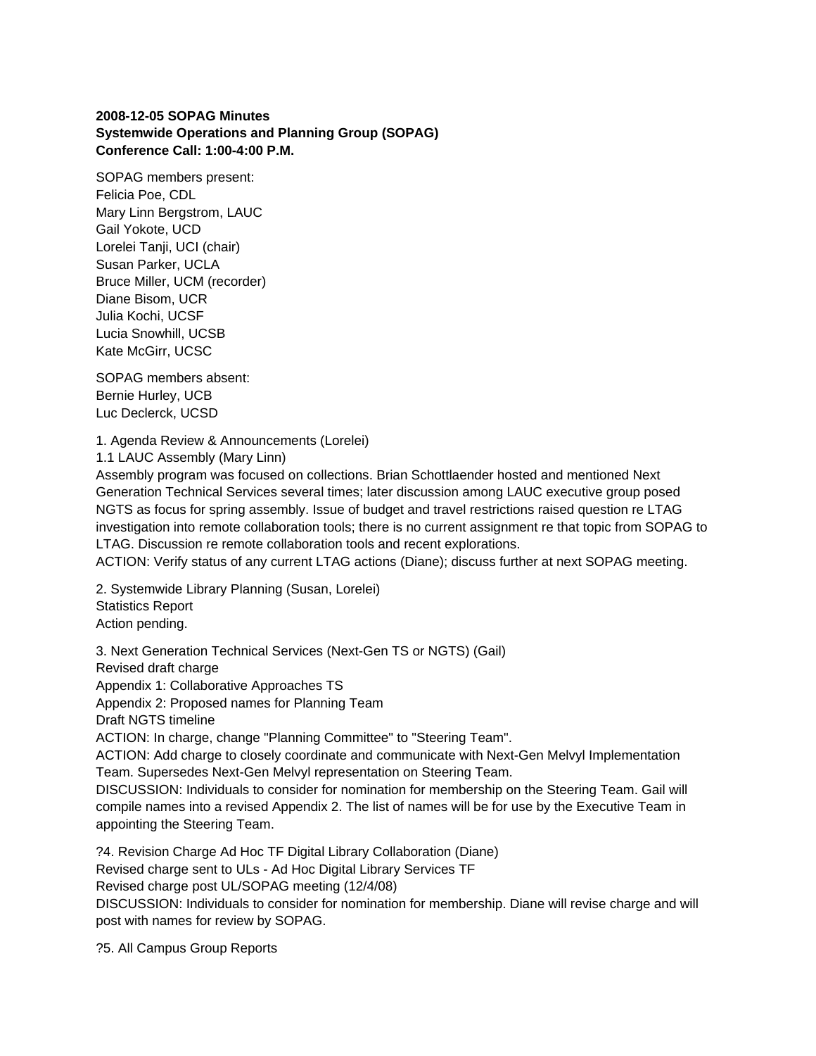**2008-12-05 SOPAG Minutes**
**Systemwide Operations and Planning Group (SOPAG)**
**Conference Call: 1:00-4:00 P.M.**

SOPAG members present:
Felicia Poe, CDL
Mary Linn Bergstrom, LAUC
Gail Yokote, UCD
Lorelei Tanji, UCI (chair)
Susan Parker, UCLA
Bruce Miller, UCM (recorder)
Diane Bisom, UCR
Julia Kochi, UCSF
Lucia Snowhill, UCSB
Kate McGirr, UCSC

SOPAG members absent:
Bernie Hurley, UCB
Luc Declerck, UCSD

1. Agenda Review & Announcements (Lorelei)
1.1 LAUC Assembly (Mary Linn)
Assembly program was focused on collections. Brian Schottlaender hosted and mentioned Next Generation Technical Services several times; later discussion among LAUC executive group posed NGTS as focus for spring assembly. Issue of budget and travel restrictions raised question re LTAG investigation into remote collaboration tools; there is no current assignment re that topic from SOPAG to LTAG. Discussion re remote collaboration tools and recent explorations.
ACTION: Verify status of any current LTAG actions (Diane); discuss further at next SOPAG meeting.

2. Systemwide Library Planning (Susan, Lorelei)
Statistics Report
Action pending.

3. Next Generation Technical Services (Next-Gen TS or NGTS) (Gail)
Revised draft charge
Appendix 1: Collaborative Approaches TS
Appendix 2: Proposed names for Planning Team
Draft NGTS timeline
ACTION: In charge, change "Planning Committee" to "Steering Team".
ACTION: Add charge to closely coordinate and communicate with Next-Gen Melvyl Implementation Team. Supersedes Next-Gen Melvyl representation on Steering Team.
DISCUSSION: Individuals to consider for nomination for membership on the Steering Team. Gail will compile names into a revised Appendix 2. The list of names will be for use by the Executive Team in appointing the Steering Team.

?4. Revision Charge Ad Hoc TF Digital Library Collaboration (Diane)
Revised charge sent to ULs - Ad Hoc Digital Library Services TF
Revised charge post UL/SOPAG meeting (12/4/08)
DISCUSSION: Individuals to consider for nomination for membership. Diane will revise charge and will post with names for review by SOPAG.

?5. All Campus Group Reports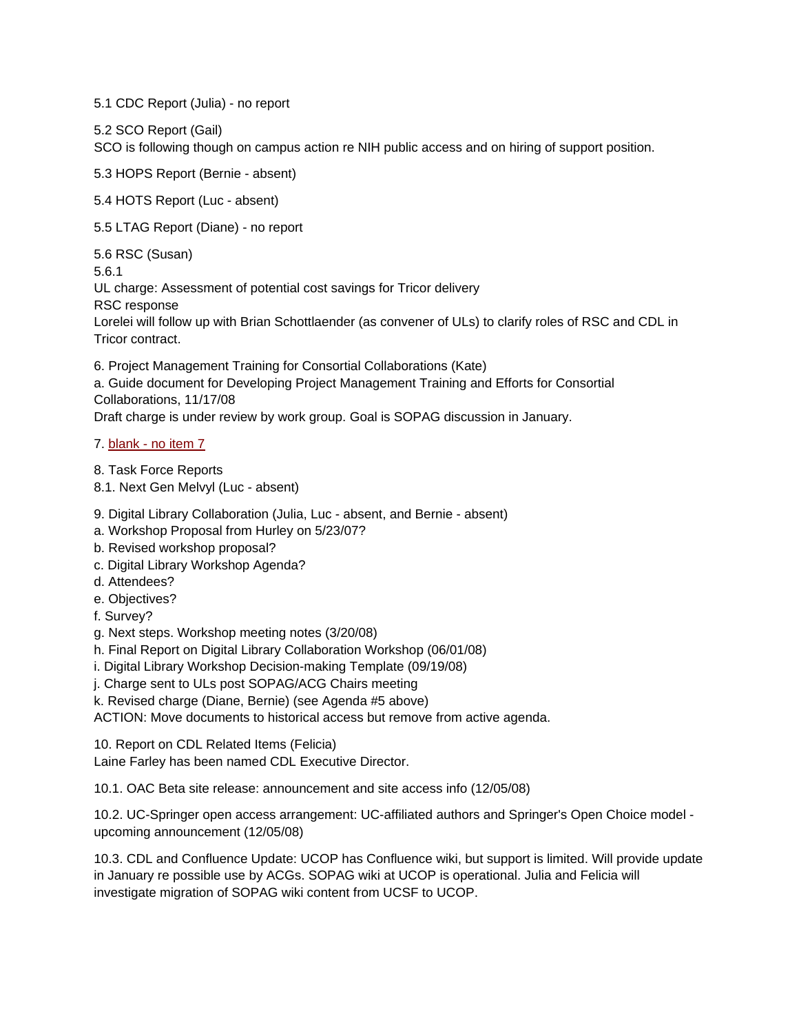5.1 CDC Report (Julia) - no report

5.2 SCO Report (Gail)
SCO is following though on campus action re NIH public access and on hiring of support position.

5.3 HOPS Report (Bernie - absent)

5.4 HOTS Report (Luc - absent)

5.5 LTAG Report (Diane) - no report

5.6 RSC (Susan)
5.6.1
UL charge: Assessment of potential cost savings for Tricor delivery
RSC response
Lorelei will follow up with Brian Schottlaender (as convener of ULs) to clarify roles of RSC and CDL in Tricor contract.

6. Project Management Training for Consortial Collaborations (Kate)
a. Guide document for Developing Project Management Training and Efforts for Consortial Collaborations, 11/17/08
Draft charge is under review by work group. Goal is SOPAG discussion in January.

7. blank - no item 7

8. Task Force Reports
8.1. Next Gen Melvyl (Luc - absent)

9. Digital Library Collaboration (Julia, Luc - absent, and Bernie - absent)
a. Workshop Proposal from Hurley on 5/23/07?
b. Revised workshop proposal?
c. Digital Library Workshop Agenda?
d. Attendees?
e. Objectives?
f. Survey?
g. Next steps. Workshop meeting notes (3/20/08)
h. Final Report on Digital Library Collaboration Workshop (06/01/08)
i. Digital Library Workshop Decision-making Template (09/19/08)
j. Charge sent to ULs post SOPAG/ACG Chairs meeting
k. Revised charge (Diane, Bernie) (see Agenda #5 above)
ACTION: Move documents to historical access but remove from active agenda.

10. Report on CDL Related Items (Felicia)
Laine Farley has been named CDL Executive Director.

10.1. OAC Beta site release: announcement and site access info (12/05/08)

10.2. UC-Springer open access arrangement: UC-affiliated authors and Springer's Open Choice model - upcoming announcement (12/05/08)

10.3. CDL and Confluence Update: UCOP has Confluence wiki, but support is limited. Will provide update in January re possible use by ACGs. SOPAG wiki at UCOP is operational. Julia and Felicia will investigate migration of SOPAG wiki content from UCSF to UCOP.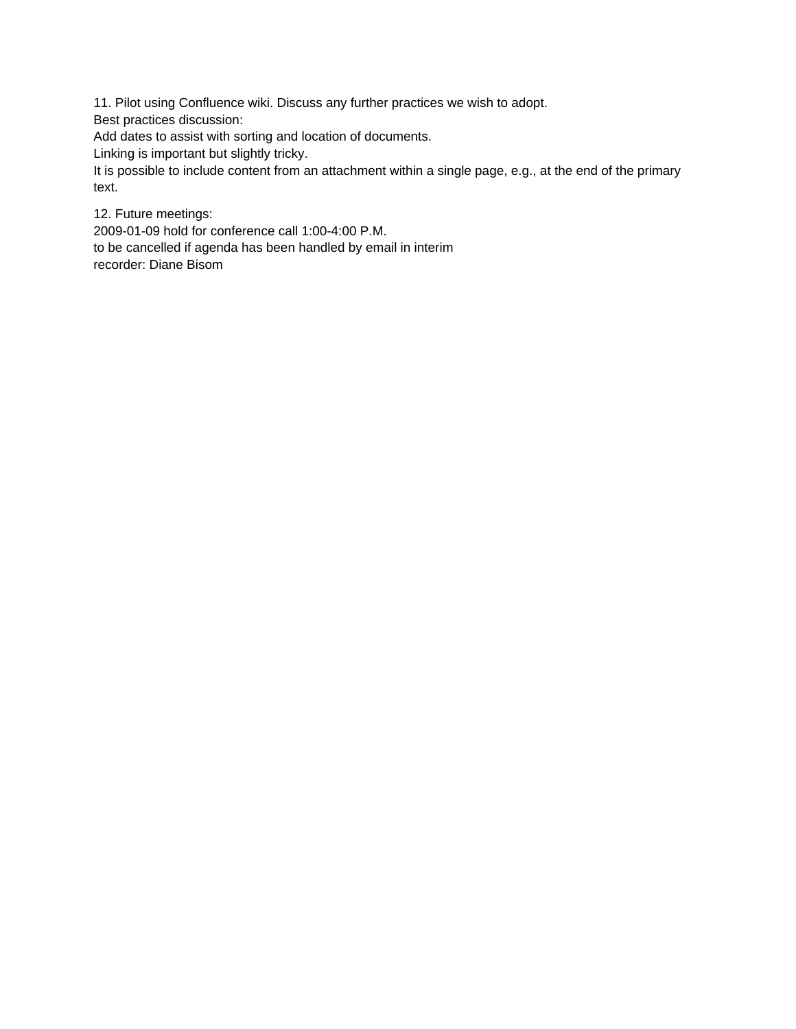11. Pilot using Confluence wiki. Discuss any further practices we wish to adopt.
Best practices discussion:
Add dates to assist with sorting and location of documents.
Linking is important but slightly tricky.
It is possible to include content from an attachment within a single page, e.g., at the end of the primary text.

12. Future meetings:
2009-01-09 hold for conference call 1:00-4:00 P.M.
to be cancelled if agenda has been handled by email in interim
recorder: Diane Bisom